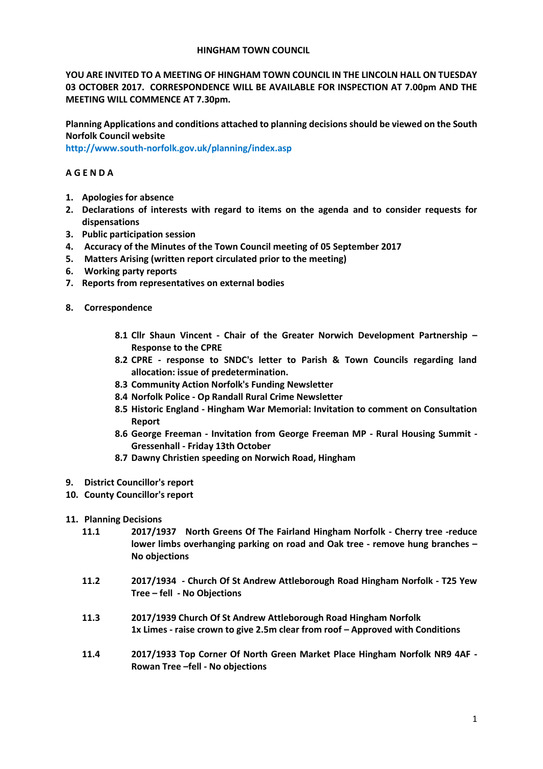# HINGHAM TOWN COUNCIL

**YOU ARE INVITED TO A MEETING OF HINGHAM TOWN COUNCIL IN THE LINCOLN HALL ON TUESDAY 03 OCTOBER 2017. CORRESPONDENCE WILL BE AVAILABLE FOR INSPECTION AT 7.00pm AND THE MEETING WILL COMMENCE AT 7.30pm.**

**Planning Applications and conditions attached to planning decisions should be viewed on the South Norfolk Council website**
**http://www.south-norfolk.gov.uk/planning/index.asp**

## A G E N D A

1. **Apologies for absence**
2. **Declarations of interests with regard to items on the agenda and to consider requests for dispensations**
3. **Public participation session**
4. **Accuracy of the Minutes of the Town Council meeting of 05 September 2017**
5. **Matters Arising (written report circulated prior to the meeting)**
6. **Working party reports**
7. **Reports from representatives on external bodies**
8. **Correspondence**
   - **8.1 Cllr Shaun Vincent - Chair of the Greater Norwich Development Partnership – Response to the CPRE**
   - **8.2 CPRE - response to SNDC's letter to Parish & Town Councils regarding land allocation: issue of predetermination.**
   - **8.3 Community Action Norfolk's Funding Newsletter**
   - **8.4 Norfolk Police - Op Randall Rural Crime Newsletter**
   - **8.5 Historic England - Hingham War Memorial: Invitation to comment on Consultation Report**
   - **8.6 George Freeman - Invitation from George Freeman MP - Rural Housing Summit - Gressenhall - Friday 13th October**
   - **8.7 Dawny Christien speeding on Norwich Road, Hingham**
9. **District Councillor's report**
10. **County Councillor's report**
11. **Planning Decisions**
   - **11.1 2017/1937 North Greens Of The Fairland Hingham Norfolk - Cherry tree -reduce lower limbs overhanging parking on road and Oak tree - remove hung branches – No objections**
   - **11.2 2017/1934 - Church Of St Andrew Attleborough Road Hingham Norfolk - T25 Yew Tree – fell - No Objections**
   - **11.3 2017/1939 Church Of St Andrew Attleborough Road Hingham Norfolk 1x Limes - raise crown to give 2.5m clear from roof – Approved with Conditions**
   - **11.4 2017/1933 Top Corner Of North Green Market Place Hingham Norfolk NR9 4AF - Rowan Tree –fell - No objections**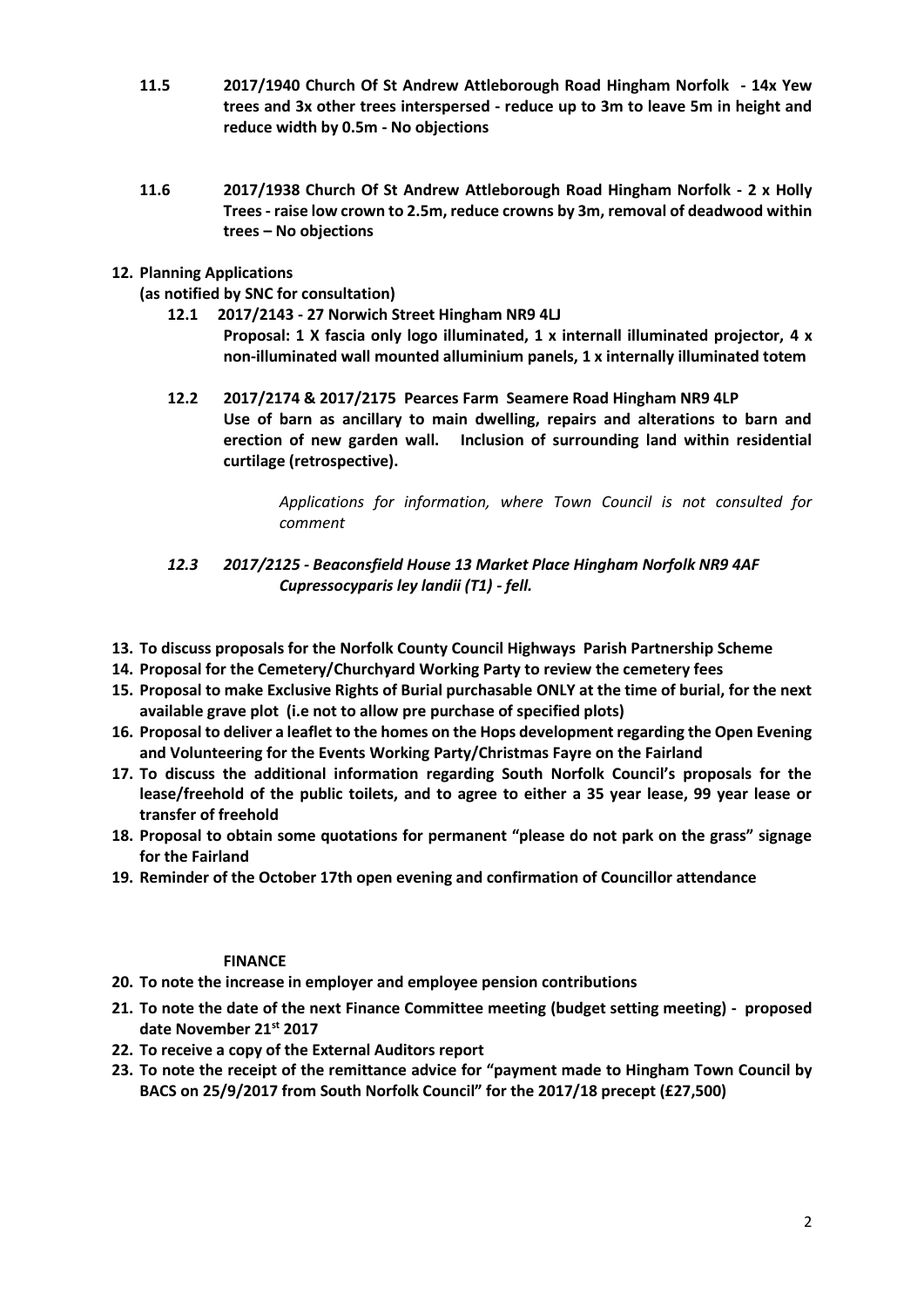**11.5 2017/1940 Church Of St Andrew Attleborough Road Hingham Norfolk - 14x Yew trees and 3x other trees interspersed - reduce up to 3m to leave 5m in height and reduce width by 0.5m - No objections**

**11.6 2017/1938 Church Of St Andrew Attleborough Road Hingham Norfolk - 2 x Holly Trees - raise low crown to 2.5m, reduce crowns by 3m, removal of deadwood within trees – No objections**

**12. Planning Applications**

**(as notified by SNC for consultation)**

**12.1 2017/2143 - 27 Norwich Street Hingham NR9 4LJ**
**Proposal: 1 X fascia only logo illuminated, 1 x internall illuminated projector, 4 x non-illuminated wall mounted alluminium panels, 1 x internally illuminated totem**

**12.2 2017/2174 & 2017/2175 Pearces Farm Seamere Road Hingham NR9 4LP**
**Use of barn as ancillary to main dwelling, repairs and alterations to barn and erection of new garden wall. Inclusion of surrounding land within residential curtilage (retrospective).**

*Applications for information, where Town Council is not consulted for comment*

***12.3 2017/2125 - Beaconsfield House 13 Market Place Hingham Norfolk NR9 4AF***
***Cupressocyparis ley landii (T1) - fell.***

**13. To discuss proposals for the Norfolk County Council Highways Parish Partnership Scheme**

**14. Proposal for the Cemetery/Churchyard Working Party to review the cemetery fees**

**15. Proposal to make Exclusive Rights of Burial purchasable ONLY at the time of burial, for the next available grave plot (i.e not to allow pre purchase of specified plots)**

**16. Proposal to deliver a leaflet to the homes on the Hops development regarding the Open Evening and Volunteering for the Events Working Party/Christmas Fayre on the Fairland**

**17. To discuss the additional information regarding South Norfolk Council's proposals for the lease/freehold of the public toilets, and to agree to either a 35 year lease, 99 year lease or transfer of freehold**

**18. Proposal to obtain some quotations for permanent "please do not park on the grass" signage for the Fairland**

**19. Reminder of the October 17th open evening and confirmation of Councillor attendance**

**FINANCE**

**20. To note the increase in employer and employee pension contributions**

**21. To note the date of the next Finance Committee meeting (budget setting meeting) - proposed date November 21st 2017**

**22. To receive a copy of the External Auditors report**

**23. To note the receipt of the remittance advice for "payment made to Hingham Town Council by BACS on 25/9/2017 from South Norfolk Council" for the 2017/18 precept (£27,500)**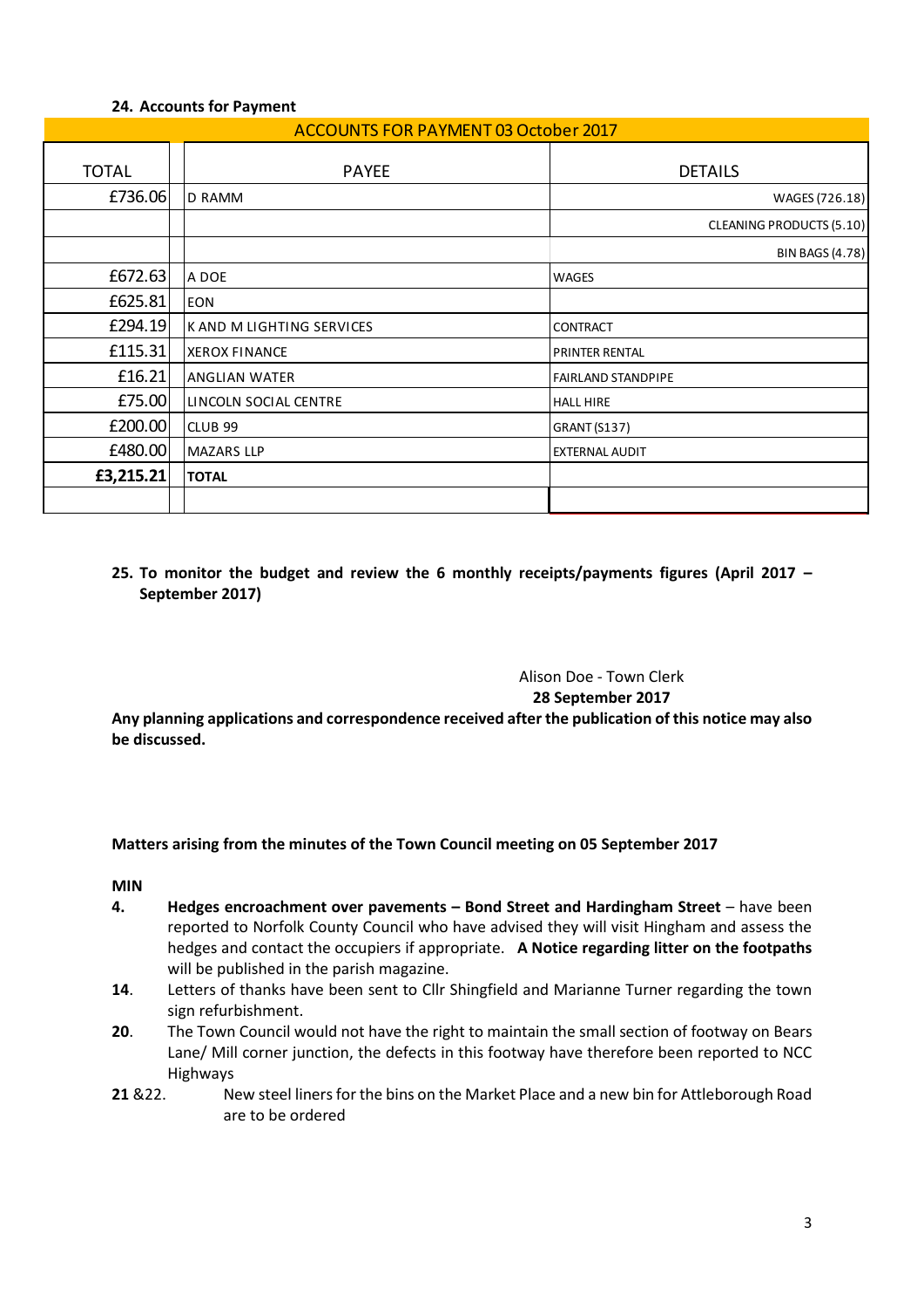**24. Accounts for Payment**

| ACCOUNTS FOR PAYMENT 03 October 2017 | | | |
|---|---|---|---|
| TOTAL | | PAYEE | DETAILS |
| £736.06 | | D RAMM | WAGES (726.18) |
| | | | CLEANING PRODUCTS (5.10) |
| | | | BIN BAGS (4.78) |
| £672.63 | | A DOE | WAGES |
| £625.81 | | EON | |
| £294.19 | | K AND M LIGHTING SERVICES | CONTRACT |
| £115.31 | | XEROX FINANCE | PRINTER RENTAL |
| £16.21 | | ANGLIAN WATER | FAIRLAND STANDPIPE |
| £75.00 | | LINCOLN SOCIAL CENTRE | HALL HIRE |
| £200.00 | | CLUB 99 | GRANT (S137) |
| £480.00 | | MAZARS LLP | EXTERNAL AUDIT |
| **£3,215.21** | | **TOTAL** | |
| | | | |

**25. To monitor the budget and review the 6 monthly receipts/payments figures (April 2017 – September 2017)**

Alison Doe - Town Clerk
**28 September 2017**

**Any planning applications and correspondence received after the publication of this notice may also be discussed.**

**Matters arising from the minutes of the Town Council meeting on 05 September 2017**

**MIN**

**4.** **Hedges encroachment over pavements – Bond Street and Hardingham Street** – have been reported to Norfolk County Council who have advised they will visit Hingham and assess the hedges and contact the occupiers if appropriate. **A Notice regarding litter on the footpaths** will be published in the parish magazine.

**14**. Letters of thanks have been sent to Cllr Shingfield and Marianne Turner regarding the town sign refurbishment.

**20**. The Town Council would not have the right to maintain the small section of footway on Bears Lane/ Mill corner junction, the defects in this footway have therefore been reported to NCC Highways

**21** &22. New steel liners for the bins on the Market Place and a new bin for Attleborough Road are to be ordered